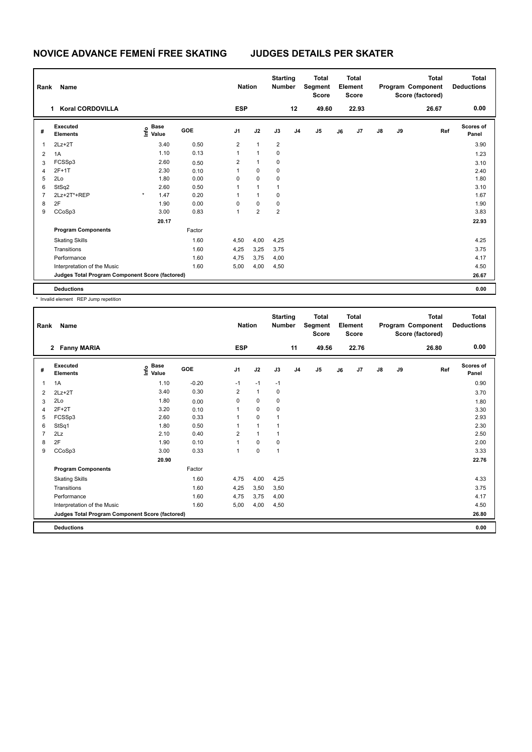# NOVICE ADVANCE FEMENÍ FREE SKATING JUDGES DETAILS PER SKATER

| Rank | Name | Nation | Starting Number | Total Segment Score | Total Element Score | Total Program Component Score (factored) | Total Deductions |
|---|---|---|---|---|---|---|---|
| 1 | Koral CORDOVILLA | ESP | 12 | 49.60 | 22.93 | 26.67 | 0.00 |

| # | Executed Elements | Info | Base Value | GOE | J1 | J2 | J3 | J4 | J5 | J6 | J7 | J8 | J9 | Ref | Scores of Panel |
|---|---|---|---|---|---|---|---|---|---|---|---|---|---|---|---|
| 1 | 2Lz+2T | | 3.40 | 0.50 | 2 | 1 | 2 | | | | | | | | 3.90 |
| 2 | 1A | | 1.10 | 0.13 | 1 | 1 | 0 | | | | | | | | 1.23 |
| 3 | FCSSp3 | | 2.60 | 0.50 | 2 | 1 | 0 | | | | | | | | 3.10 |
| 4 | 2F+1T | | 2.30 | 0.10 | 1 | 0 | 0 | | | | | | | | 2.40 |
| 5 | 2Lo | | 1.80 | 0.00 | 0 | 0 | 0 | | | | | | | | 1.80 |
| 6 | StSq2 | | 2.60 | 0.50 | 1 | 1 | 1 | | | | | | | | 3.10 |
| 7 | 2Lz+2T*+REP | * | 1.47 | 0.20 | 1 | 1 | 0 | | | | | | | | 1.67 |
| 8 | 2F | | 1.90 | 0.00 | 0 | 0 | 0 | | | | | | | | 1.90 |
| 9 | CCoSp3 | | 3.00 | 0.83 | 1 | 2 | 2 | | | | | | | | 3.83 |
| | | | 20.17 | | | | | | | | | | | | 22.93 |
| | **Program Components** | | | Factor | | | | | | | | | | | |
| | Skating Skills | | | 1.60 | 4,50 | 4,00 | 4,25 | | | | | | | | 4.25 |
| | Transitions | | | 1.60 | 4,25 | 3,25 | 3,75 | | | | | | | | 3.75 |
| | Performance | | | 1.60 | 4,75 | 3,75 | 4,00 | | | | | | | | 4.17 |
| | Interpretation of the Music | | | 1.60 | 5,00 | 4,00 | 4,50 | | | | | | | | 4.50 |
| | **Judges Total Program Component Score (factored)** | | | | | | | | | | | | | | 26.67 |
| | **Deductions** | | | | | | | | | | | | | | 0.00 |

\* Invalid element REP Jump repetition

| Rank | Name | Nation | Starting Number | Total Segment Score | Total Element Score | Total Program Component Score (factored) | Total Deductions |
|---|---|---|---|---|---|---|---|
| 2 | Fanny MARIA | ESP | 11 | 49.56 | 22.76 | 26.80 | 0.00 |

| # | Executed Elements | Info | Base Value | GOE | J1 | J2 | J3 | J4 | J5 | J6 | J7 | J8 | J9 | Ref | Scores of Panel |
|---|---|---|---|---|---|---|---|---|---|---|---|---|---|---|---|
| 1 | 1A | | 1.10 | -0.20 | -1 | -1 | -1 | | | | | | | | 0.90 |
| 2 | 2Lz+2T | | 3.40 | 0.30 | 2 | 1 | 0 | | | | | | | | 3.70 |
| 3 | 2Lo | | 1.80 | 0.00 | 0 | 0 | 0 | | | | | | | | 1.80 |
| 4 | 2F+2T | | 3.20 | 0.10 | 1 | 0 | 0 | | | | | | | | 3.30 |
| 5 | FCSSp3 | | 2.60 | 0.33 | 1 | 0 | 1 | | | | | | | | 2.93 |
| 6 | StSq1 | | 1.80 | 0.50 | 1 | 1 | 1 | | | | | | | | 2.30 |
| 7 | 2Lz | | 2.10 | 0.40 | 2 | 1 | 1 | | | | | | | | 2.50 |
| 8 | 2F | | 1.90 | 0.10 | 1 | 0 | 0 | | | | | | | | 2.00 |
| 9 | CCoSp3 | | 3.00 | 0.33 | 1 | 0 | 1 | | | | | | | | 3.33 |
| | | | 20.90 | | | | | | | | | | | | 22.76 |
| | **Program Components** | | | Factor | | | | | | | | | | | |
| | Skating Skills | | | 1.60 | 4,75 | 4,00 | 4,25 | | | | | | | | 4.33 |
| | Transitions | | | 1.60 | 4,25 | 3,50 | 3,50 | | | | | | | | 3.75 |
| | Performance | | | 1.60 | 4,75 | 3,75 | 4,00 | | | | | | | | 4.17 |
| | Interpretation of the Music | | | 1.60 | 5,00 | 4,00 | 4,50 | | | | | | | | 4.50 |
| | **Judges Total Program Component Score (factored)** | | | | | | | | | | | | | | 26.80 |
| | **Deductions** | | | | | | | | | | | | | | 0.00 |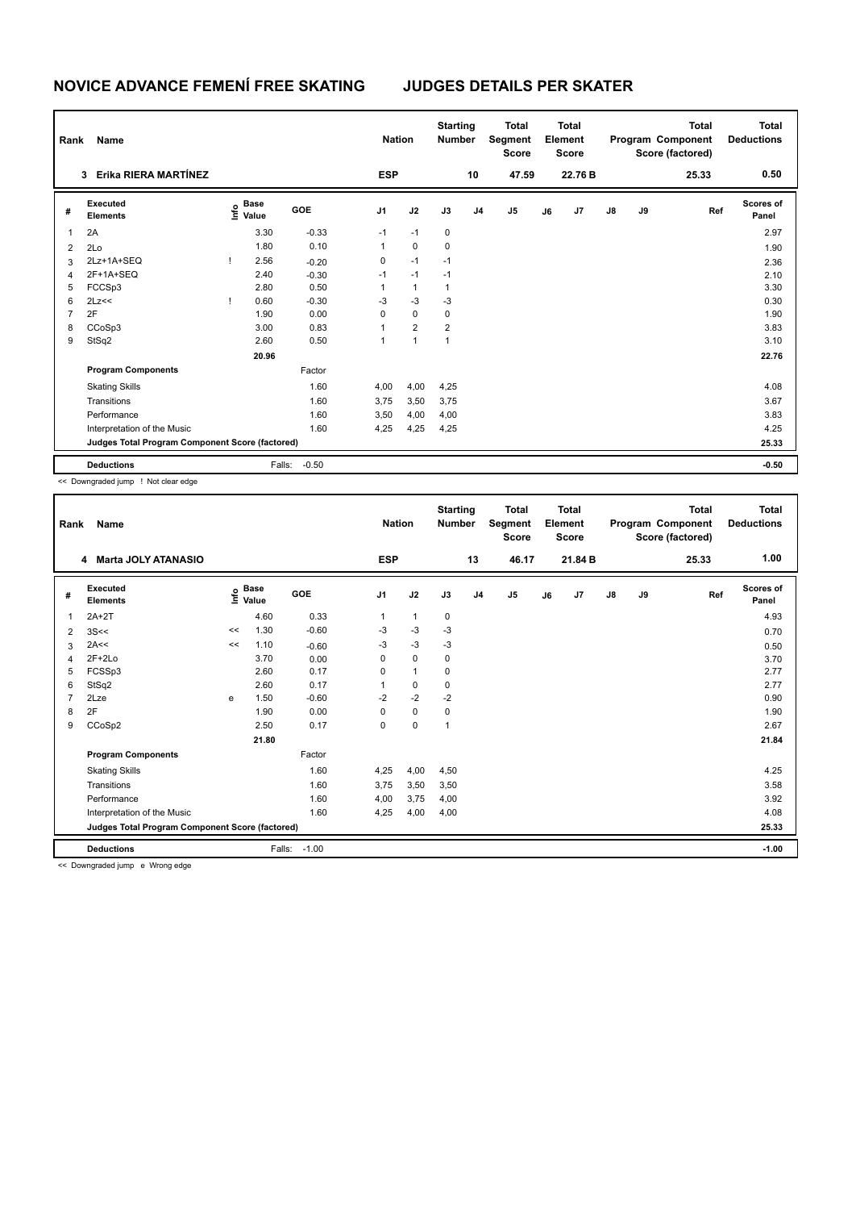# NOVICE ADVANCE FEMENÍ FREE SKATING JUDGES DETAILS PER SKATER

| Rank | Name | Nation | Starting Number | Total Segment Score | Total Element Score | Total Program Component Score (factored) | Total Deductions |
|---|---|---|---|---|---|---|---|
| 3 | Erika RIERA MARTÍNEZ | ESP | 10 | 47.59 | 22.76 B | 25.33 | 0.50 |

| # | Executed Elements | Info | Base Value | GOE | J1 | J2 | J3 | J4 | J5 | J6 | J7 | J8 | J9 | Ref | Scores of Panel |
|---|---|---|---|---|---|---|---|---|---|---|---|---|---|---|---|
| 1 | 2A | | 3.30 | -0.33 | -1 | -1 | 0 | | | | | | | | 2.97 |
| 2 | 2Lo | | 1.80 | 0.10 | 1 | 0 | 0 | | | | | | | | 1.90 |
| 3 | 2Lz+1A+SEQ | ! | 2.56 | -0.20 | 0 | -1 | -1 | | | | | | | | 2.36 |
| 4 | 2F+1A+SEQ | | 2.40 | -0.30 | -1 | -1 | -1 | | | | | | | | 2.10 |
| 5 | FCCSp3 | | 2.80 | 0.50 | 1 | 1 | 1 | | | | | | | | 3.30 |
| 6 | 2Lz<< | ! | 0.60 | -0.30 | -3 | -3 | -3 | | | | | | | | 0.30 |
| 7 | 2F | | 1.90 | 0.00 | 0 | 0 | 0 | | | | | | | | 1.90 |
| 8 | CCoSp3 | | 3.00 | 0.83 | 1 | 2 | 2 | | | | | | | | 3.83 |
| 9 | StSq2 | | 2.60 | 0.50 | 1 | 1 | 1 | | | | | | | | 3.10 |
| | | | 20.96 | | | | | | | | | | | | 22.76 |
| | **Program Components** | | | Factor | | | | | | | | | | | |
| | Skating Skills | | | 1.60 | 4,00 | 4,00 | 4,25 | | | | | | | | 4.08 |
| | Transitions | | | 1.60 | 3,75 | 3,50 | 3,75 | | | | | | | | 3.67 |
| | Performance | | | 1.60 | 3,50 | 4,00 | 4,00 | | | | | | | | 3.83 |
| | Interpretation of the Music | | | 1.60 | 4,25 | 4,25 | 4,25 | | | | | | | | 4.25 |
| | **Judges Total Program Component Score (factored)** | | | | | | | | | | | | | | 25.33 |
| | **Deductions** | | Falls: | -0.50 | | | | | | | | | | | -0.50 |

<< Downgraded jump ! Not clear edge

| Rank | Name | Nation | Starting Number | Total Segment Score | Total Element Score | Total Program Component Score (factored) | Total Deductions |
|---|---|---|---|---|---|---|---|
| 4 | Marta JOLY ATANASIO | ESP | 13 | 46.17 | 21.84 B | 25.33 | 1.00 |

| # | Executed Elements | Info | Base Value | GOE | J1 | J2 | J3 | J4 | J5 | J6 | J7 | J8 | J9 | Ref | Scores of Panel |
|---|---|---|---|---|---|---|---|---|---|---|---|---|---|---|---|
| 1 | 2A+2T | | 4.60 | 0.33 | 1 | 1 | 0 | | | | | | | | 4.93 |
| 2 | 3S<< | << | 1.30 | -0.60 | -3 | -3 | -3 | | | | | | | | 0.70 |
| 3 | 2A<< | << | 1.10 | -0.60 | -3 | -3 | -3 | | | | | | | | 0.50 |
| 4 | 2F+2Lo | | 3.70 | 0.00 | 0 | 0 | 0 | | | | | | | | 3.70 |
| 5 | FCSSp3 | | 2.60 | 0.17 | 0 | 1 | 0 | | | | | | | | 2.77 |
| 6 | StSq2 | | 2.60 | 0.17 | 1 | 0 | 0 | | | | | | | | 2.77 |
| 7 | 2Lze | e | 1.50 | -0.60 | -2 | -2 | -2 | | | | | | | | 0.90 |
| 8 | 2F | | 1.90 | 0.00 | 0 | 0 | 0 | | | | | | | | 1.90 |
| 9 | CCoSp2 | | 2.50 | 0.17 | 0 | 0 | 1 | | | | | | | | 2.67 |
| | | | 21.80 | | | | | | | | | | | | 21.84 |
| | **Program Components** | | | Factor | | | | | | | | | | | |
| | Skating Skills | | | 1.60 | 4,25 | 4,00 | 4,50 | | | | | | | | 4.25 |
| | Transitions | | | 1.60 | 3,75 | 3,50 | 3,50 | | | | | | | | 3.58 |
| | Performance | | | 1.60 | 4,00 | 3,75 | 4,00 | | | | | | | | 3.92 |
| | Interpretation of the Music | | | 1.60 | 4,25 | 4,00 | 4,00 | | | | | | | | 4.08 |
| | **Judges Total Program Component Score (factored)** | | | | | | | | | | | | | | 25.33 |
| | **Deductions** | | Falls: | -1.00 | | | | | | | | | | | -1.00 |

<< Downgraded jump e Wrong edge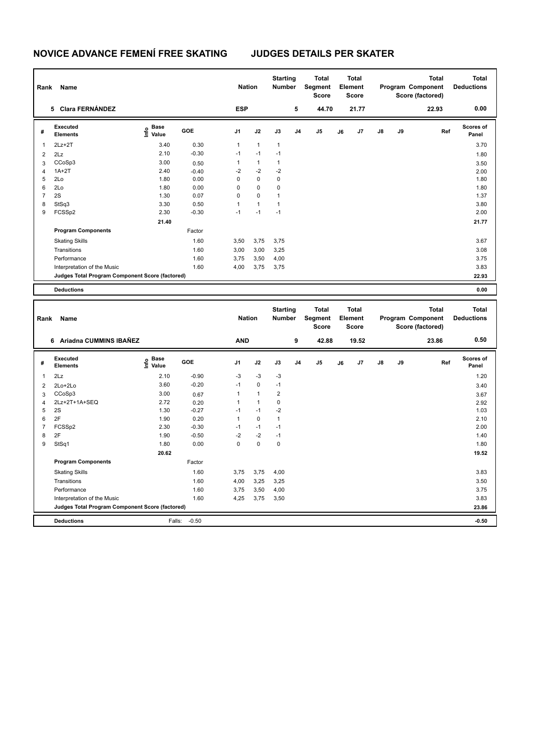# NOVICE ADVANCE FEMENÍ FREE SKATING JUDGES DETAILS PER SKATER

| Rank | Name | Nation | Starting Number | Total Segment Score | Total Element Score | Total Program Component Score (factored) | Total Deductions |
|---|---|---|---|---|---|---|---|
| 5 | Clara FERNÁNDEZ | ESP | 5 | 44.70 | 21.77 | 22.93 | 0.00 |

| # | Executed Elements | Info | Base Value | GOE | J1 | J2 | J3 | J4 | J5 | J6 | J7 | J8 | J9 | Ref | Scores of Panel |
|---|---|---|---|---|---|---|---|---|---|---|---|---|---|---|---|
| 1 | 2Lz+2T | | 3.40 | 0.30 | 1 | 1 | 1 | | | | | | | | 3.70 |
| 2 | 2Lz | | 2.10 | -0.30 | -1 | -1 | -1 | | | | | | | | 1.80 |
| 3 | CCoSp3 | | 3.00 | 0.50 | 1 | 1 | 1 | | | | | | | | 3.50 |
| 4 | 1A+2T | | 2.40 | -0.40 | -2 | -2 | -2 | | | | | | | | 2.00 |
| 5 | 2Lo | | 1.80 | 0.00 | 0 | 0 | 0 | | | | | | | | 1.80 |
| 6 | 2Lo | | 1.80 | 0.00 | 0 | 0 | 0 | | | | | | | | 1.80 |
| 7 | 2S | | 1.30 | 0.07 | 0 | 0 | 1 | | | | | | | | 1.37 |
| 8 | StSq3 | | 3.30 | 0.50 | 1 | 1 | 1 | | | | | | | | 3.80 |
| 9 | FCSSp2 | | 2.30 | -0.30 | -1 | -1 | -1 | | | | | | | | 2.00 |
| | | | 21.40 | | | | | | | | | | | | 21.77 |
| | **Program Components** | | | Factor | | | | | | | | | | | |
| | Skating Skills | | | 1.60 | 3,50 | 3,75 | 3,75 | | | | | | | | 3.67 |
| | Transitions | | | 1.60 | 3,00 | 3,00 | 3,25 | | | | | | | | 3.08 |
| | Performance | | | 1.60 | 3,75 | 3,50 | 4,00 | | | | | | | | 3.75 |
| | Interpretation of the Music | | | 1.60 | 4,00 | 3,75 | 3,75 | | | | | | | | 3.83 |
| | **Judges Total Program Component Score (factored)** | | | | | | | | | | | | | | 22.93 |
| | **Deductions** | | | | | | | | | | | | | | 0.00 |

| Rank | Name | Nation | Starting Number | Total Segment Score | Total Element Score | Total Program Component Score (factored) | Total Deductions |
|---|---|---|---|---|---|---|---|
| 6 | Ariadna CUMMINS IBAÑEZ | AND | 9 | 42.88 | 19.52 | 23.86 | 0.50 |

| # | Executed Elements | Info | Base Value | GOE | J1 | J2 | J3 | J4 | J5 | J6 | J7 | J8 | J9 | Ref | Scores of Panel |
|---|---|---|---|---|---|---|---|---|---|---|---|---|---|---|---|
| 1 | 2Lz | | 2.10 | -0.90 | -3 | -3 | -3 | | | | | | | | 1.20 |
| 2 | 2Lo+2Lo | | 3.60 | -0.20 | -1 | 0 | -1 | | | | | | | | 3.40 |
| 3 | CCoSp3 | | 3.00 | 0.67 | 1 | 1 | 2 | | | | | | | | 3.67 |
| 4 | 2Lz+2T+1A+SEQ | | 2.72 | 0.20 | 1 | 1 | 0 | | | | | | | | 2.92 |
| 5 | 2S | | 1.30 | -0.27 | -1 | -1 | -2 | | | | | | | | 1.03 |
| 6 | 2F | | 1.90 | 0.20 | 1 | 0 | 1 | | | | | | | | 2.10 |
| 7 | FCSSp2 | | 2.30 | -0.30 | -1 | -1 | -1 | | | | | | | | 2.00 |
| 8 | 2F | | 1.90 | -0.50 | -2 | -2 | -1 | | | | | | | | 1.40 |
| 9 | StSq1 | | 1.80 | 0.00 | 0 | 0 | 0 | | | | | | | | 1.80 |
| | | | 20.62 | | | | | | | | | | | | 19.52 |
| | **Program Components** | | | Factor | | | | | | | | | | | |
| | Skating Skills | | | 1.60 | 3,75 | 3,75 | 4,00 | | | | | | | | 3.83 |
| | Transitions | | | 1.60 | 4,00 | 3,25 | 3,25 | | | | | | | | 3.50 |
| | Performance | | | 1.60 | 3,75 | 3,50 | 4,00 | | | | | | | | 3.75 |
| | Interpretation of the Music | | | 1.60 | 4,25 | 3,75 | 3,50 | | | | | | | | 3.83 |
| | **Judges Total Program Component Score (factored)** | | | | | | | | | | | | | | 23.86 |
| | **Deductions** | | Falls: | -0.50 | | | | | | | | | | | -0.50 |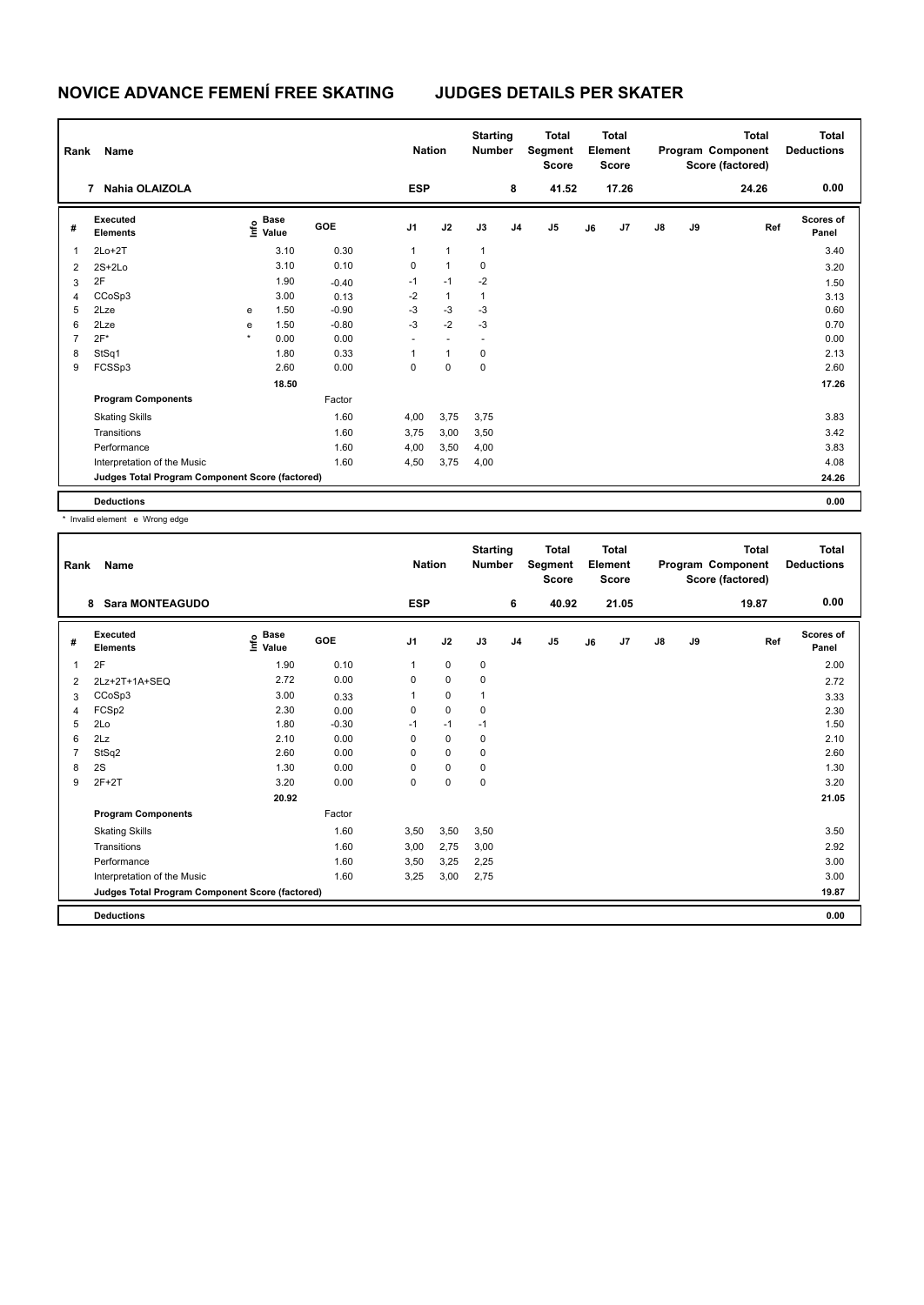# NOVICE ADVANCE FEMENÍ FREE SKATING — JUDGES DETAILS PER SKATER

| Rank | Name | Nation | Starting Number | Total Segment Score | Total Element Score | Total Program Component Score (factored) | Total Deductions |
|---|---|---|---|---|---|---|---|
| 7 | Nahia OLAIZOLA | ESP | 8 | 41.52 | 17.26 | 24.26 | 0.00 |

| # | Executed Elements | Info | Base Value | GOE | J1 | J2 | J3 | J4 | J5 | J6 | J7 | J8 | J9 | Ref | Scores of Panel |
|---|---|---|---|---|---|---|---|---|---|---|---|---|---|---|---|
| 1 | 2Lo+2T | | 3.10 | 0.30 | 1 | 1 | 1 | | | | | | | | 3.40 |
| 2 | 2S+2Lo | | 3.10 | 0.10 | 0 | 1 | 0 | | | | | | | | 3.20 |
| 3 | 2F | | 1.90 | -0.40 | -1 | -1 | -2 | | | | | | | | 1.50 |
| 4 | CCoSp3 | | 3.00 | 0.13 | -2 | 1 | 1 | | | | | | | | 3.13 |
| 5 | 2Lze | e | 1.50 | -0.90 | -3 | -3 | -3 | | | | | | | | 0.60 |
| 6 | 2Lze | e | 1.50 | -0.80 | -3 | -2 | -3 | | | | | | | | 0.70 |
| 7 | 2F* | * | 0.00 | 0.00 | - | - | - | | | | | | | | 0.00 |
| 8 | StSq1 | | 1.80 | 0.33 | 1 | 1 | 0 | | | | | | | | 2.13 |
| 9 | FCSSp3 | | 2.60 | 0.00 | 0 | 0 | 0 | | | | | | | | 2.60 |
| | | | 18.50 | | | | | | | | | | | | 17.26 |
| | **Program Components** | | | Factor | | | | | | | | | | | |
| | Skating Skills | | | 1.60 | 4,00 | 3,75 | 3,75 | | | | | | | | 3.83 |
| | Transitions | | | 1.60 | 3,75 | 3,00 | 3,50 | | | | | | | | 3.42 |
| | Performance | | | 1.60 | 4,00 | 3,50 | 4,00 | | | | | | | | 3.83 |
| | Interpretation of the Music | | | 1.60 | 4,50 | 3,75 | 4,00 | | | | | | | | 4.08 |
| | **Judges Total Program Component Score (factored)** | | | | | | | | | | | | | | 24.26 |
| | **Deductions** | | | | | | | | | | | | | | 0.00 |

\* Invalid element e Wrong edge

| Rank | Name | Nation | Starting Number | Total Segment Score | Total Element Score | Total Program Component Score (factored) | Total Deductions |
|---|---|---|---|---|---|---|---|
| 8 | Sara MONTEAGUDO | ESP | 6 | 40.92 | 21.05 | 19.87 | 0.00 |

| # | Executed Elements | Info | Base Value | GOE | J1 | J2 | J3 | J4 | J5 | J6 | J7 | J8 | J9 | Ref | Scores of Panel |
|---|---|---|---|---|---|---|---|---|---|---|---|---|---|---|---|
| 1 | 2F | | 1.90 | 0.10 | 1 | 0 | 0 | | | | | | | | 2.00 |
| 2 | 2Lz+2T+1A+SEQ | | 2.72 | 0.00 | 0 | 0 | 0 | | | | | | | | 2.72 |
| 3 | CCoSp3 | | 3.00 | 0.33 | 1 | 0 | 1 | | | | | | | | 3.33 |
| 4 | FCSp2 | | 2.30 | 0.00 | 0 | 0 | 0 | | | | | | | | 2.30 |
| 5 | 2Lo | | 1.80 | -0.30 | -1 | -1 | -1 | | | | | | | | 1.50 |
| 6 | 2Lz | | 2.10 | 0.00 | 0 | 0 | 0 | | | | | | | | 2.10 |
| 7 | StSq2 | | 2.60 | 0.00 | 0 | 0 | 0 | | | | | | | | 2.60 |
| 8 | 2S | | 1.30 | 0.00 | 0 | 0 | 0 | | | | | | | | 1.30 |
| 9 | 2F+2T | | 3.20 | 0.00 | 0 | 0 | 0 | | | | | | | | 3.20 |
| | | | 20.92 | | | | | | | | | | | | 21.05 |
| | **Program Components** | | | Factor | | | | | | | | | | | |
| | Skating Skills | | | 1.60 | 3,50 | 3,50 | 3,50 | | | | | | | | 3.50 |
| | Transitions | | | 1.60 | 3,00 | 2,75 | 3,00 | | | | | | | | 2.92 |
| | Performance | | | 1.60 | 3,50 | 3,25 | 2,25 | | | | | | | | 3.00 |
| | Interpretation of the Music | | | 1.60 | 3,25 | 3,00 | 2,75 | | | | | | | | 3.00 |
| | **Judges Total Program Component Score (factored)** | | | | | | | | | | | | | | 19.87 |
| | **Deductions** | | | | | | | | | | | | | | 0.00 |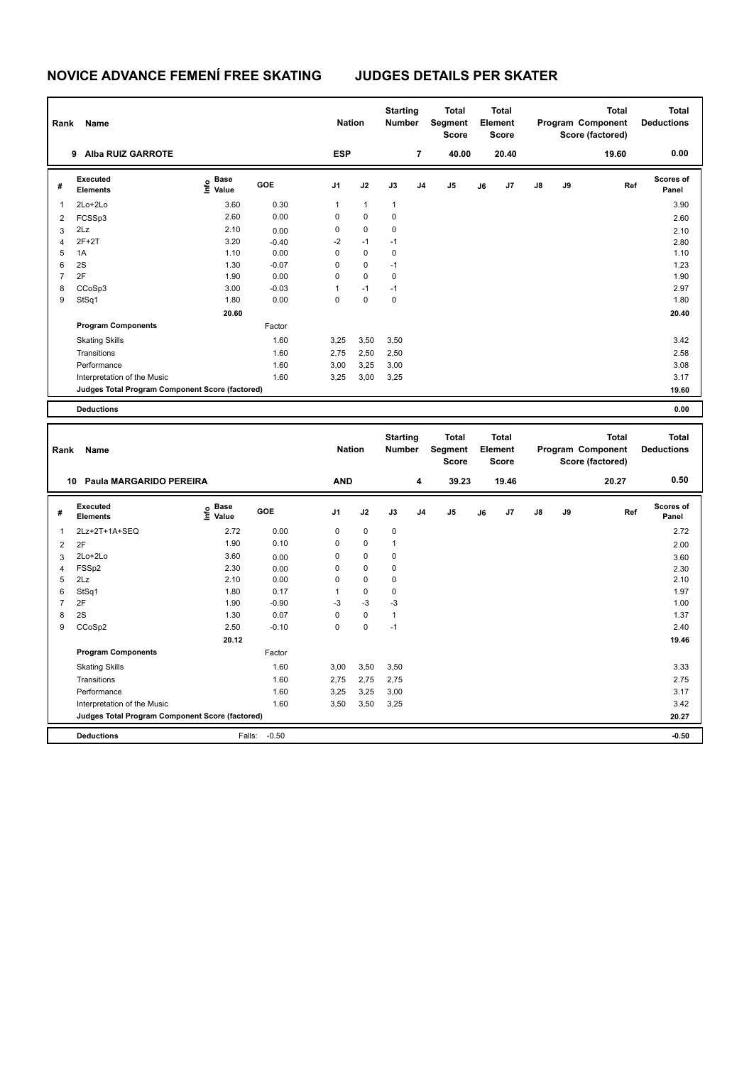# NOVICE ADVANCE FEMENÍ FREE SKATING JUDGES DETAILS PER SKATER

| Rank | Name | Nation | Starting Number | Total Segment Score | Total Element Score | Total Program Component Score (factored) | Total Deductions |
|---|---|---|---|---|---|---|---|
| 9 | Alba RUIZ GARROTE | ESP | 7 | 40.00 | 20.40 | 19.60 | 0.00 |

| # | Executed Elements | Info | Base Value | GOE | J1 | J2 | J3 | J4 | J5 | J6 | J7 | J8 | J9 | Ref | Scores of Panel |
|---|---|---|---|---|---|---|---|---|---|---|---|---|---|---|---|
| 1 | 2Lo+2Lo | | 3.60 | 0.30 | 1 | 1 | 1 | | | | | | | | 3.90 |
| 2 | FCSSp3 | | 2.60 | 0.00 | 0 | 0 | 0 | | | | | | | | 2.60 |
| 3 | 2Lz | | 2.10 | 0.00 | 0 | 0 | 0 | | | | | | | | 2.10 |
| 4 | 2F+2T | | 3.20 | -0.40 | -2 | -1 | -1 | | | | | | | | 2.80 |
| 5 | 1A | | 1.10 | 0.00 | 0 | 0 | 0 | | | | | | | | 1.10 |
| 6 | 2S | | 1.30 | -0.07 | 0 | 0 | -1 | | | | | | | | 1.23 |
| 7 | 2F | | 1.90 | 0.00 | 0 | 0 | 0 | | | | | | | | 1.90 |
| 8 | CCoSp3 | | 3.00 | -0.03 | 1 | -1 | -1 | | | | | | | | 2.97 |
| 9 | StSq1 | | 1.80 | 0.00 | 0 | 0 | 0 | | | | | | | | 1.80 |
| | | | 20.60 | | | | | | | | | | | | 20.40 |
| | Program Components | | | Factor | | | | | | | | | | | |
| | Skating Skills | | | 1.60 | 3,25 | 3,50 | 3,50 | | | | | | | | 3.42 |
| | Transitions | | | 1.60 | 2,75 | 2,50 | 2,50 | | | | | | | | 2.58 |
| | Performance | | | 1.60 | 3,00 | 3,25 | 3,00 | | | | | | | | 3.08 |
| | Interpretation of the Music | | | 1.60 | 3,25 | 3,00 | 3,25 | | | | | | | | 3.17 |
| | Judges Total Program Component Score (factored) | | | | | | | | | | | | | | 19.60 |
| | Deductions | | | | | | | | | | | | | | 0.00 |

| Rank | Name | Nation | Starting Number | Total Segment Score | Total Element Score | Total Program Component Score (factored) | Total Deductions |
|---|---|---|---|---|---|---|---|
| 10 | Paula MARGARIDO PEREIRA | AND | 4 | 39.23 | 19.46 | 20.27 | 0.50 |

| # | Executed Elements | Info | Base Value | GOE | J1 | J2 | J3 | J4 | J5 | J6 | J7 | J8 | J9 | Ref | Scores of Panel |
|---|---|---|---|---|---|---|---|---|---|---|---|---|---|---|---|
| 1 | 2Lz+2T+1A+SEQ | | 2.72 | 0.00 | 0 | 0 | 0 | | | | | | | | 2.72 |
| 2 | 2F | | 1.90 | 0.10 | 0 | 0 | 1 | | | | | | | | 2.00 |
| 3 | 2Lo+2Lo | | 3.60 | 0.00 | 0 | 0 | 0 | | | | | | | | 3.60 |
| 4 | FSSp2 | | 2.30 | 0.00 | 0 | 0 | 0 | | | | | | | | 2.30 |
| 5 | 2Lz | | 2.10 | 0.00 | 0 | 0 | 0 | | | | | | | | 2.10 |
| 6 | StSq1 | | 1.80 | 0.17 | 1 | 0 | 0 | | | | | | | | 1.97 |
| 7 | 2F | | 1.90 | -0.90 | -3 | -3 | -3 | | | | | | | | 1.00 |
| 8 | 2S | | 1.30 | 0.07 | 0 | 0 | 1 | | | | | | | | 1.37 |
| 9 | CCoSp2 | | 2.50 | -0.10 | 0 | 0 | -1 | | | | | | | | 2.40 |
| | | | 20.12 | | | | | | | | | | | | 19.46 |
| | Program Components | | | Factor | | | | | | | | | | | |
| | Skating Skills | | | 1.60 | 3,00 | 3,50 | 3,50 | | | | | | | | 3.33 |
| | Transitions | | | 1.60 | 2,75 | 2,75 | 2,75 | | | | | | | | 2.75 |
| | Performance | | | 1.60 | 3,25 | 3,25 | 3,00 | | | | | | | | 3.17 |
| | Interpretation of the Music | | | 1.60 | 3,50 | 3,50 | 3,25 | | | | | | | | 3.42 |
| | Judges Total Program Component Score (factored) | | | | | | | | | | | | | | 20.27 |
| | Deductions | | Falls: | -0.50 | | | | | | | | | | | -0.50 |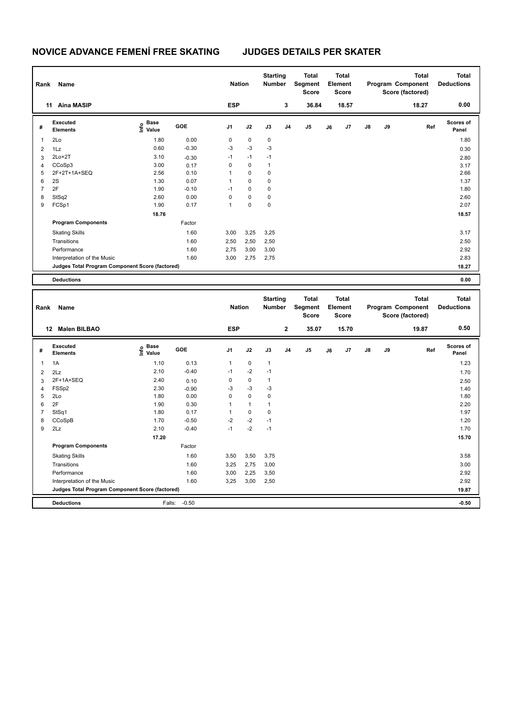# NOVICE ADVANCE FEMENÍ FREE SKATING JUDGES DETAILS PER SKATER

| Rank | Name | Nation | Starting Number | Total Segment Score | Total Element Score | Total Program Component Score (factored) | Total Deductions |
|---|---|---|---|---|---|---|---|
| 11 | Aina MASIP | ESP | 3 | 36.84 | 18.57 | 18.27 | 0.00 |

| # | Executed Elements | Info | Base Value | GOE | J1 | J2 | J3 | J4 | J5 | J6 | J7 | J8 | J9 | Ref | Scores of Panel |
|---|---|---|---|---|---|---|---|---|---|---|---|---|---|---|---|
| 1 | 2Lo | | 1.80 | 0.00 | 0 | 0 | 0 | | | | | | | | 1.80 |
| 2 | 1Lz | | 0.60 | -0.30 | -3 | -3 | -3 | | | | | | | | 0.30 |
| 3 | 2Lo+2T | | 3.10 | -0.30 | -1 | -1 | -1 | | | | | | | | 2.80 |
| 4 | CCoSp3 | | 3.00 | 0.17 | 0 | 0 | 1 | | | | | | | | 3.17 |
| 5 | 2F+2T+1A+SEQ | | 2.56 | 0.10 | 1 | 0 | 0 | | | | | | | | 2.66 |
| 6 | 2S | | 1.30 | 0.07 | 1 | 0 | 0 | | | | | | | | 1.37 |
| 7 | 2F | | 1.90 | -0.10 | -1 | 0 | 0 | | | | | | | | 1.80 |
| 8 | StSq2 | | 2.60 | 0.00 | 0 | 0 | 0 | | | | | | | | 2.60 |
| 9 | FCSp1 | | 1.90 | 0.17 | 1 | 0 | 0 | | | | | | | | 2.07 |
| | | | 18.76 | | | | | | | | | | | | 18.57 |
| | **Program Components** | | | Factor | | | | | | | | | | | |
| | Skating Skills | | | 1.60 | 3,00 | 3,25 | 3,25 | | | | | | | | 3.17 |
| | Transitions | | | 1.60 | 2,50 | 2,50 | 2,50 | | | | | | | | 2.50 |
| | Performance | | | 1.60 | 2,75 | 3,00 | 3,00 | | | | | | | | 2.92 |
| | Interpretation of the Music | | | 1.60 | 3,00 | 2,75 | 2,75 | | | | | | | | 2.83 |
| | Judges Total Program Component Score (factored) | | | | | | | | | | | | | | 18.27 |
| | **Deductions** | | | | | | | | | | | | | | 0.00 |

| Rank | Name | Nation | Starting Number | Total Segment Score | Total Element Score | Total Program Component Score (factored) | Total Deductions |
|---|---|---|---|---|---|---|---|
| 12 | Malen BILBAO | ESP | 2 | 35.07 | 15.70 | 19.87 | 0.50 |

| # | Executed Elements | Info | Base Value | GOE | J1 | J2 | J3 | J4 | J5 | J6 | J7 | J8 | J9 | Ref | Scores of Panel |
|---|---|---|---|---|---|---|---|---|---|---|---|---|---|---|---|
| 1 | 1A | | 1.10 | 0.13 | 1 | 0 | 1 | | | | | | | | 1.23 |
| 2 | 2Lz | | 2.10 | -0.40 | -1 | -2 | -1 | | | | | | | | 1.70 |
| 3 | 2F+1A+SEQ | | 2.40 | 0.10 | 0 | 0 | 1 | | | | | | | | 2.50 |
| 4 | FSSp2 | | 2.30 | -0.90 | -3 | -3 | -3 | | | | | | | | 1.40 |
| 5 | 2Lo | | 1.80 | 0.00 | 0 | 0 | 0 | | | | | | | | 1.80 |
| 6 | 2F | | 1.90 | 0.30 | 1 | 1 | 1 | | | | | | | | 2.20 |
| 7 | StSq1 | | 1.80 | 0.17 | 1 | 0 | 0 | | | | | | | | 1.97 |
| 8 | CCoSpB | | 1.70 | -0.50 | -2 | -2 | -1 | | | | | | | | 1.20 |
| 9 | 2Lz | | 2.10 | -0.40 | -1 | -2 | -1 | | | | | | | | 1.70 |
| | | | 17.20 | | | | | | | | | | | | 15.70 |
| | **Program Components** | | | Factor | | | | | | | | | | | |
| | Skating Skills | | | 1.60 | 3,50 | 3,50 | 3,75 | | | | | | | | 3.58 |
| | Transitions | | | 1.60 | 3,25 | 2,75 | 3,00 | | | | | | | | 3.00 |
| | Performance | | | 1.60 | 3,00 | 2,25 | 3,50 | | | | | | | | 2.92 |
| | Interpretation of the Music | | | 1.60 | 3,25 | 3,00 | 2,50 | | | | | | | | 2.92 |
| | Judges Total Program Component Score (factored) | | | | | | | | | | | | | | 19.87 |
| | **Deductions** | | Falls: | -0.50 | | | | | | | | | | | -0.50 |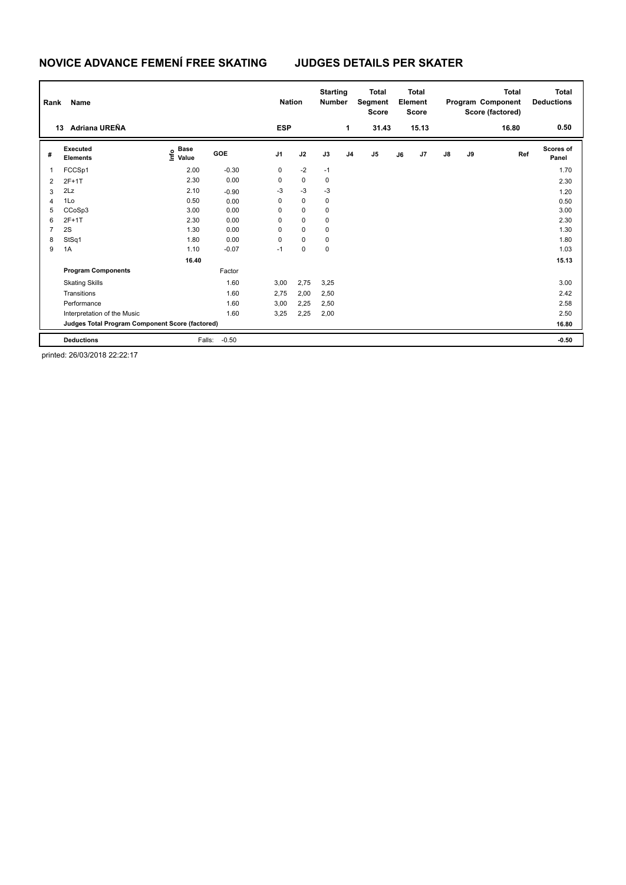# NOVICE ADVANCE FEMENÍ FREE SKATING JUDGES DETAILS PER SKATER

| Rank | Name | Nation | Starting Number | Total Segment Score | Total Element Score | Total Program Component Score (factored) | Total Deductions |
|---|---|---|---|---|---|---|---|
| 13 | Adriana UREÑA | ESP | 1 | 31.43 | 15.13 | 16.80 | 0.50 |

| # | Executed Elements | Info | Base Value | GOE | J1 | J2 | J3 | J4 | J5 | J6 | J7 | J8 | J9 | Ref | Scores of Panel |
|---|---|---|---|---|---|---|---|---|---|---|---|---|---|---|---|
| 1 | FCCSp1 | | 2.00 | -0.30 | 0 | -2 | -1 | | | | | | | | 1.70 |
| 2 | 2F+1T | | 2.30 | 0.00 | 0 | 0 | 0 | | | | | | | | 2.30 |
| 3 | 2Lz | | 2.10 | -0.90 | -3 | -3 | -3 | | | | | | | | 1.20 |
| 4 | 1Lo | | 0.50 | 0.00 | 0 | 0 | 0 | | | | | | | | 0.50 |
| 5 | CCoSp3 | | 3.00 | 0.00 | 0 | 0 | 0 | | | | | | | | 3.00 |
| 6 | 2F+1T | | 2.30 | 0.00 | 0 | 0 | 0 | | | | | | | | 2.30 |
| 7 | 2S | | 1.30 | 0.00 | 0 | 0 | 0 | | | | | | | | 1.30 |
| 8 | StSq1 | | 1.80 | 0.00 | 0 | 0 | 0 | | | | | | | | 1.80 |
| 9 | 1A | | 1.10 | -0.07 | -1 | 0 | 0 | | | | | | | | 1.03 |
| | | | 16.40 | | | | | | | | | | | | 15.13 |
| | **Program Components** | | | Factor | | | | | | | | | | | |
| | Skating Skills | | | 1.60 | 3,00 | 2,75 | 3,25 | | | | | | | | 3.00 |
| | Transitions | | | 1.60 | 2,75 | 2,00 | 2,50 | | | | | | | | 2.42 |
| | Performance | | | 1.60 | 3,00 | 2,25 | 2,50 | | | | | | | | 2.58 |
| | Interpretation of the Music | | | 1.60 | 3,25 | 2,25 | 2,00 | | | | | | | | 2.50 |
| | **Judges Total Program Component Score (factored)** | | | | | | | | | | | | | | 16.80 |
| | **Deductions** | | Falls: | -0.50 | | | | | | | | | | | -0.50 |

printed: 26/03/2018 22:22:17